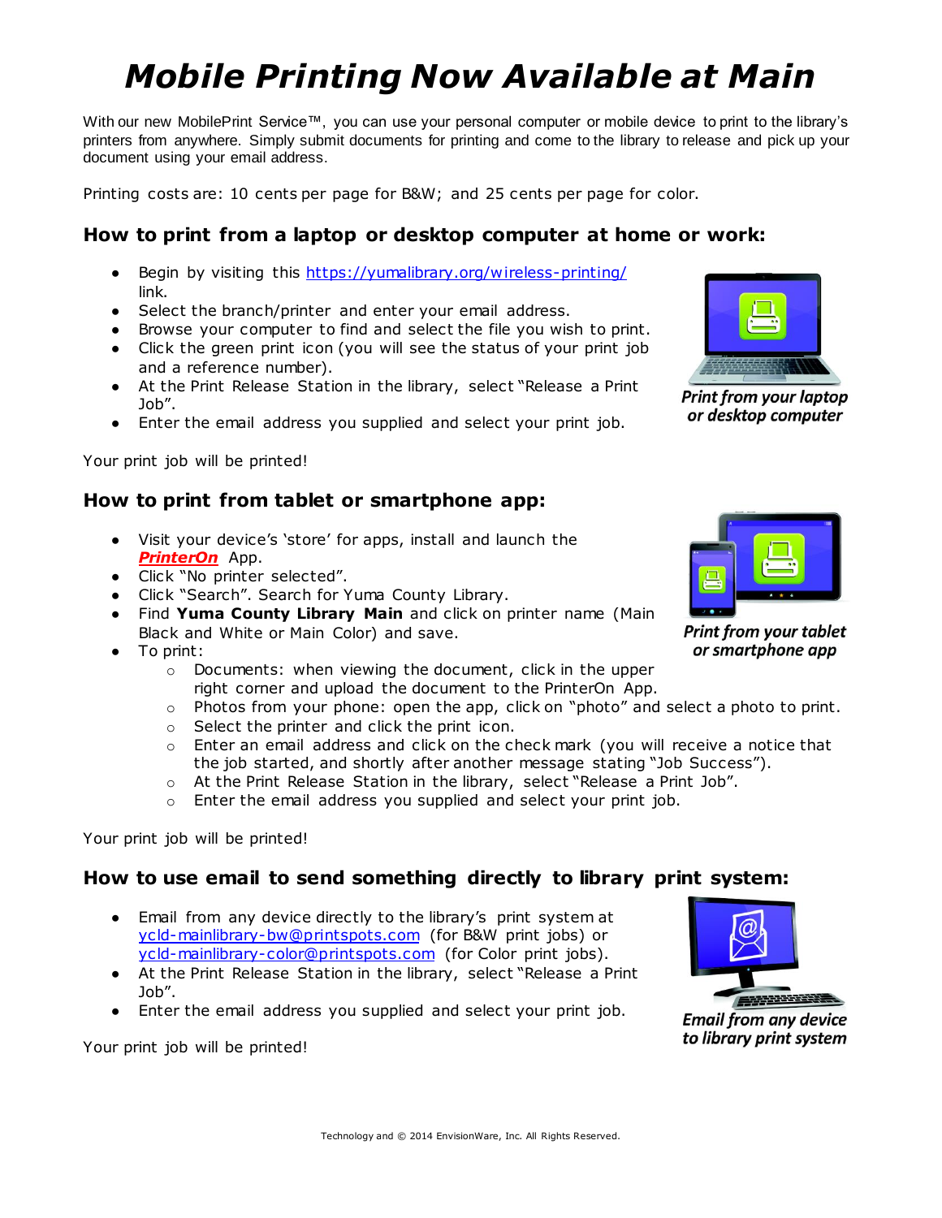# *Mobile Printing Now Available at Main*

With our new MobilePrint Service™, you can use your personal computer or mobile device to print to the library's printers from anywhere. Simply submit documents for printing and come to the library to release and pick up your document using your email address.

Printing costs are: 10 cents per page for B&W; and 25 cents per page for color.

## How to print from a laptop or desktop computer at home or work:

- Begin by visiting this https://yumalibrary.org/wireless-printing/ link.
- Select the branch/printer and enter your email address.
- Browse your computer to find and select the file you wish to print.
- Click the green print icon (you will see the status of your print job and a reference number).
- At the Print Release Station in the library, select "Release a Print Job".
- Enter the email address you supplied and select your print job.

*Print from your laptop or desktop computer*

Your print job will be printed!

## How to print from tablet or smartphone app:

- Visit your device's 'store' for apps, install and launch the ***PrinterOn*** App.
- Click "No printer selected".
- Click "Search". Search for Yuma County Library.
- Find **Yuma County Library Main** and click on printer name (Main Black and White or Main Color) and save.
- To print:
  - Documents: when viewing the document, click in the upper right corner and upload the document to the PrinterOn App.
  - Photos from your phone: open the app, click on "photo" and select a photo to print.
  - Select the printer and click the print icon.
  - Enter an email address and click on the check mark (you will receive a notice that the job started, and shortly after another message stating "Job Success").
  - At the Print Release Station in the library, select "Release a Print Job".
  - Enter the email address you supplied and select your print job.

*Print from your tablet or smartphone app*

Your print job will be printed!

## How to use email to send something directly to library print system:

- Email from any device directly to the library's print system at ycld-mainlibrary-bw@printspots.com (for B&W print jobs) or ycld-mainlibrary-color@printspots.com (for Color print jobs).
- At the Print Release Station in the library, select "Release a Print Job".
- Enter the email address you supplied and select your print job.

*Email from any device to library print system*

Your print job will be printed!

Technology and © 2014 EnvisionWare, Inc. All Rights Reserved.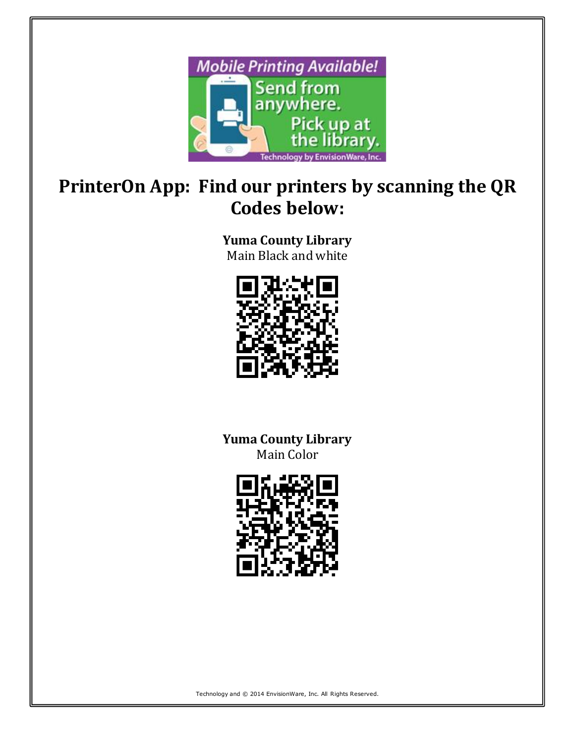Mobile Printing Available!

Send from anywhere.

Pick up at the library.

Technology by EnvisionWare, Inc.

# PrinterOn App: Find our printers by scanning the QR Codes below:

**Yuma County Library**
Main Black and white

**Yuma County Library**
Main Color

Technology and © 2014 EnvisionWare, Inc. All Rights Reserved.